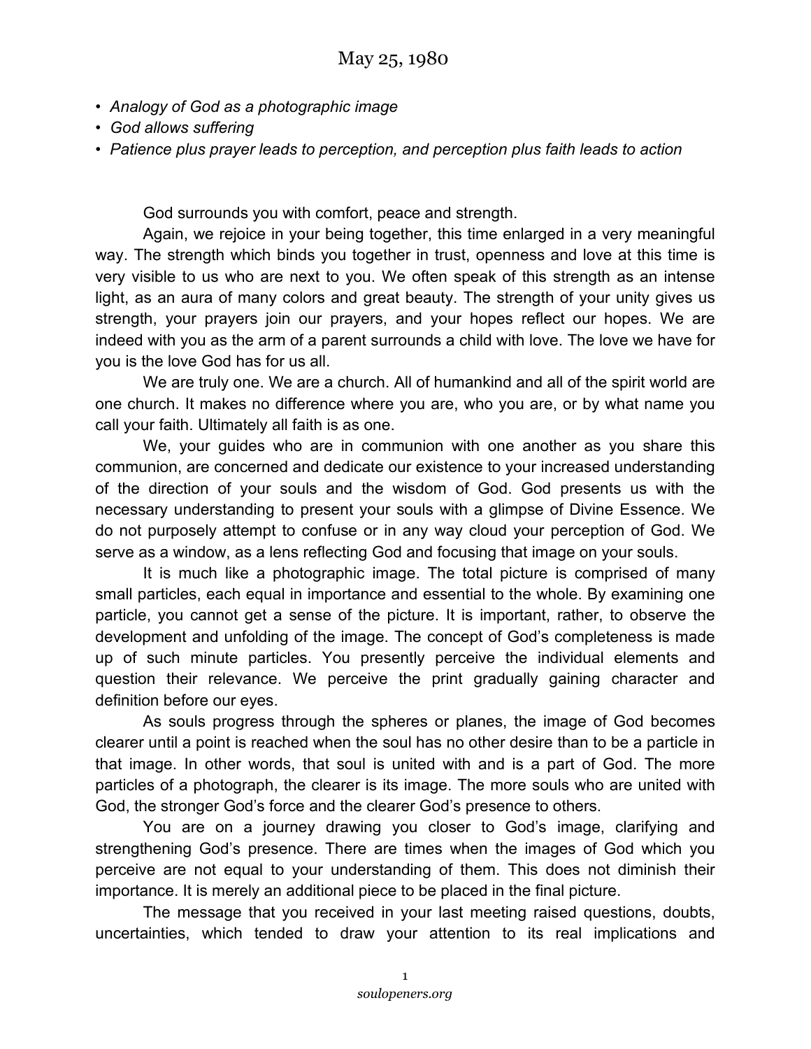# May 25, 1980

- *Analogy of God as a photographic image*
- *God allows suffering*
- *Patience plus prayer leads to perception, and perception plus faith leads to action*

God surrounds you with comfort, peace and strength.

Again, we rejoice in your being together, this time enlarged in a very meaningful way. The strength which binds you together in trust, openness and love at this time is very visible to us who are next to you. We often speak of this strength as an intense light, as an aura of many colors and great beauty. The strength of your unity gives us strength, your prayers join our prayers, and your hopes reflect our hopes. We are indeed with you as the arm of a parent surrounds a child with love. The love we have for you is the love God has for us all.

We are truly one. We are a church. All of humankind and all of the spirit world are one church. It makes no difference where you are, who you are, or by what name you call your faith. Ultimately all faith is as one.

We, your guides who are in communion with one another as you share this communion, are concerned and dedicate our existence to your increased understanding of the direction of your souls and the wisdom of God. God presents us with the necessary understanding to present your souls with a glimpse of Divine Essence. We do not purposely attempt to confuse or in any way cloud your perception of God. We serve as a window, as a lens reflecting God and focusing that image on your souls.

It is much like a photographic image. The total picture is comprised of many small particles, each equal in importance and essential to the whole. By examining one particle, you cannot get a sense of the picture. It is important, rather, to observe the development and unfolding of the image. The concept of God's completeness is made up of such minute particles. You presently perceive the individual elements and question their relevance. We perceive the print gradually gaining character and definition before our eyes.

As souls progress through the spheres or planes, the image of God becomes clearer until a point is reached when the soul has no other desire than to be a particle in that image. In other words, that soul is united with and is a part of God. The more particles of a photograph, the clearer is its image. The more souls who are united with God, the stronger God's force and the clearer God's presence to others.

You are on a journey drawing you closer to God's image, clarifying and strengthening God's presence. There are times when the images of God which you perceive are not equal to your understanding of them. This does not diminish their importance. It is merely an additional piece to be placed in the final picture.

The message that you received in your last meeting raised questions, doubts, uncertainties, which tended to draw your attention to its real implications and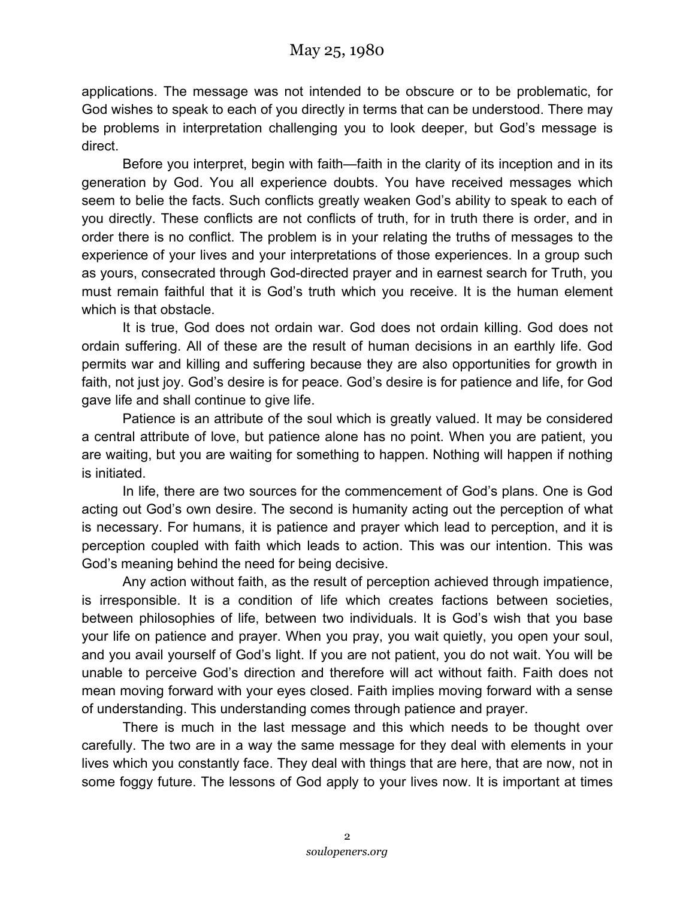applications. The message was not intended to be obscure or to be problematic, for God wishes to speak to each of you directly in terms that can be understood. There may be problems in interpretation challenging you to look deeper, but God's message is direct.

Before you interpret, begin with faith—faith in the clarity of its inception and in its generation by God. You all experience doubts. You have received messages which seem to belie the facts. Such conflicts greatly weaken God's ability to speak to each of you directly. These conflicts are not conflicts of truth, for in truth there is order, and in order there is no conflict. The problem is in your relating the truths of messages to the experience of your lives and your interpretations of those experiences. In a group such as yours, consecrated through God-directed prayer and in earnest search for Truth, you must remain faithful that it is God's truth which you receive. It is the human element which is that obstacle.

It is true, God does not ordain war. God does not ordain killing. God does not ordain suffering. All of these are the result of human decisions in an earthly life. God permits war and killing and suffering because they are also opportunities for growth in faith, not just joy. God's desire is for peace. God's desire is for patience and life, for God gave life and shall continue to give life.

Patience is an attribute of the soul which is greatly valued. It may be considered a central attribute of love, but patience alone has no point. When you are patient, you are waiting, but you are waiting for something to happen. Nothing will happen if nothing is initiated.

In life, there are two sources for the commencement of God's plans. One is God acting out God's own desire. The second is humanity acting out the perception of what is necessary. For humans, it is patience and prayer which lead to perception, and it is perception coupled with faith which leads to action. This was our intention. This was God's meaning behind the need for being decisive.

Any action without faith, as the result of perception achieved through impatience, is irresponsible. It is a condition of life which creates factions between societies, between philosophies of life, between two individuals. It is God's wish that you base your life on patience and prayer. When you pray, you wait quietly, you open your soul, and you avail yourself of God's light. If you are not patient, you do not wait. You will be unable to perceive God's direction and therefore will act without faith. Faith does not mean moving forward with your eyes closed. Faith implies moving forward with a sense of understanding. This understanding comes through patience and prayer.

There is much in the last message and this which needs to be thought over carefully. The two are in a way the same message for they deal with elements in your lives which you constantly face. They deal with things that are here, that are now, not in some foggy future. The lessons of God apply to your lives now. It is important at times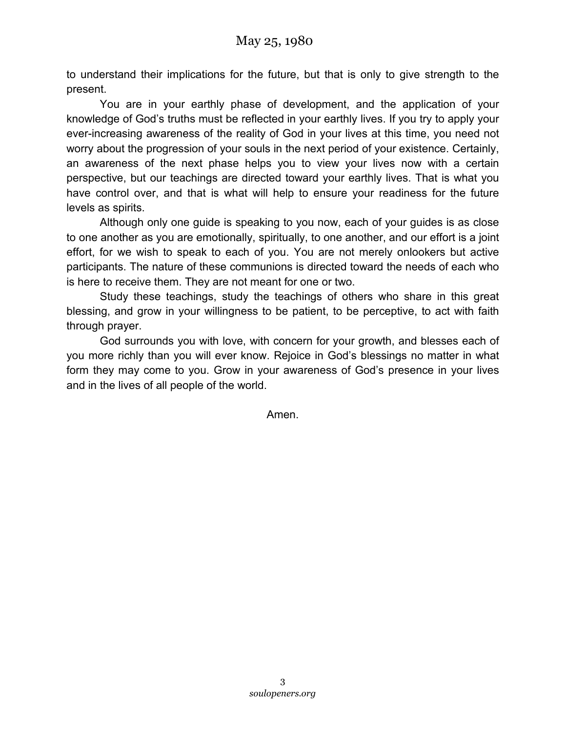to understand their implications for the future, but that is only to give strength to the present.

You are in your earthly phase of development, and the application of your knowledge of God's truths must be reflected in your earthly lives. If you try to apply your ever-increasing awareness of the reality of God in your lives at this time, you need not worry about the progression of your souls in the next period of your existence. Certainly, an awareness of the next phase helps you to view your lives now with a certain perspective, but our teachings are directed toward your earthly lives. That is what you have control over, and that is what will help to ensure your readiness for the future levels as spirits.

Although only one guide is speaking to you now, each of your guides is as close to one another as you are emotionally, spiritually, to one another, and our effort is a joint effort, for we wish to speak to each of you. You are not merely onlookers but active participants. The nature of these communions is directed toward the needs of each who is here to receive them. They are not meant for one or two.

Study these teachings, study the teachings of others who share in this great blessing, and grow in your willingness to be patient, to be perceptive, to act with faith through prayer.

God surrounds you with love, with concern for your growth, and blesses each of you more richly than you will ever know. Rejoice in God's blessings no matter in what form they may come to you. Grow in your awareness of God's presence in your lives and in the lives of all people of the world.

Amen.